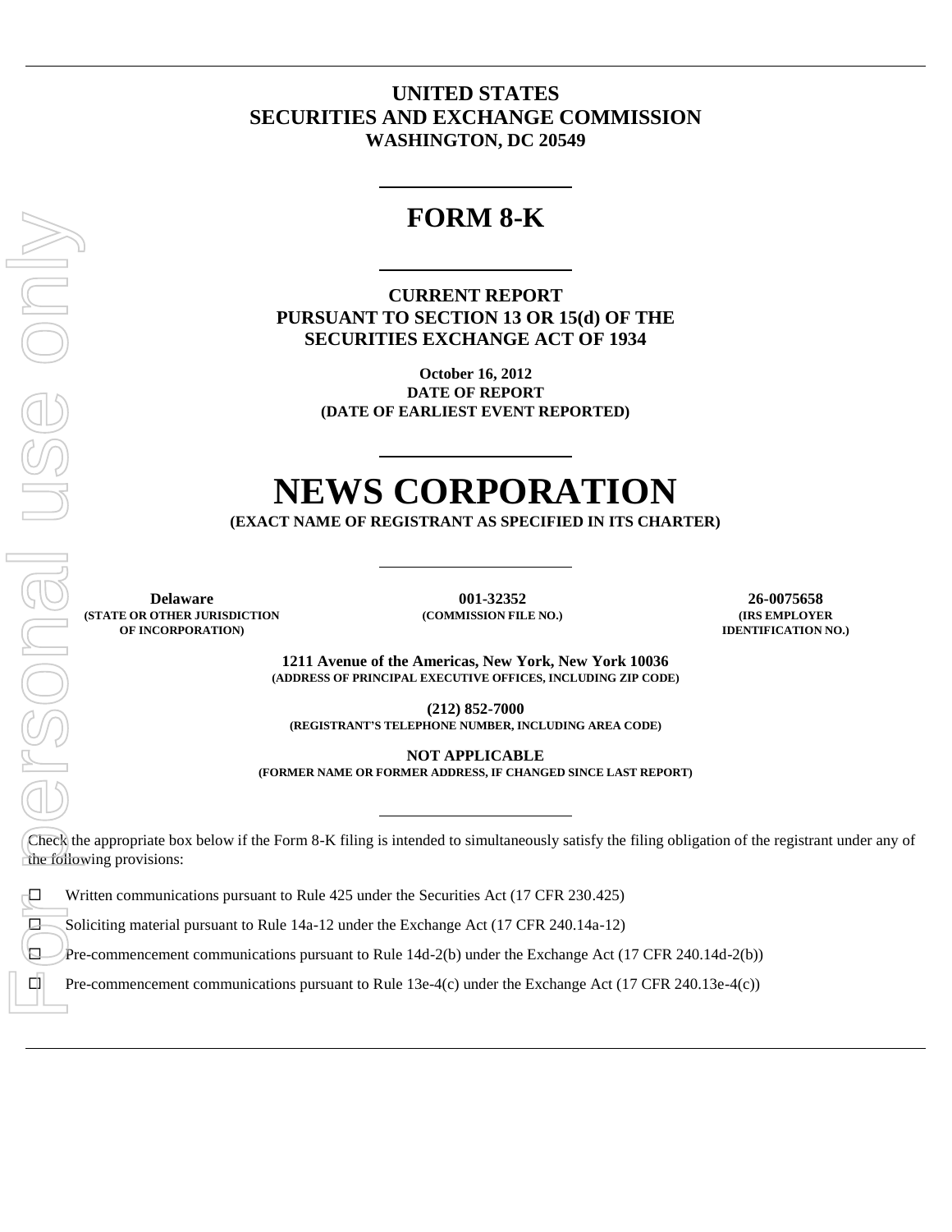# UNITED STATES
# SECURITIES AND EXCHANGE COMMISSION
**WASHINGTON, DC 20549**

---

# FORM 8-K

---

**CURRENT REPORT**
**PURSUANT TO SECTION 13 OR 15(d) OF THE**
**SECURITIES EXCHANGE ACT OF 1934**

**October 16, 2012**
**DATE OF REPORT**
**(DATE OF EARLIEST EVENT REPORTED)**

---

# NEWS CORPORATION

**(EXACT NAME OF REGISTRANT AS SPECIFIED IN ITS CHARTER)**

---

| Delaware | 001-32352 | 26-0075658 |
|---|---|---|
| (STATE OR OTHER JURISDICTION OF INCORPORATION) | (COMMISSION FILE NO.) | (IRS EMPLOYER IDENTIFICATION NO.) |

**1211 Avenue of the Americas, New York, New York 10036**
**(ADDRESS OF PRINCIPAL EXECUTIVE OFFICES, INCLUDING ZIP CODE)**

**(212) 852-7000**
**(REGISTRANT'S TELEPHONE NUMBER, INCLUDING AREA CODE)**

**NOT APPLICABLE**
**(FORMER NAME OR FORMER ADDRESS, IF CHANGED SINCE LAST REPORT)**

---

Check the appropriate box below if the Form 8-K filing is intended to simultaneously satisfy the filing obligation of the registrant under any of the following provisions:

☐ Written communications pursuant to Rule 425 under the Securities Act (17 CFR 230.425)

☐ Soliciting material pursuant to Rule 14a-12 under the Exchange Act (17 CFR 240.14a-12)

☐ Pre-commencement communications pursuant to Rule 14d-2(b) under the Exchange Act (17 CFR 240.14d-2(b))

☐ Pre-commencement communications pursuant to Rule 13e-4(c) under the Exchange Act (17 CFR 240.13e-4(c))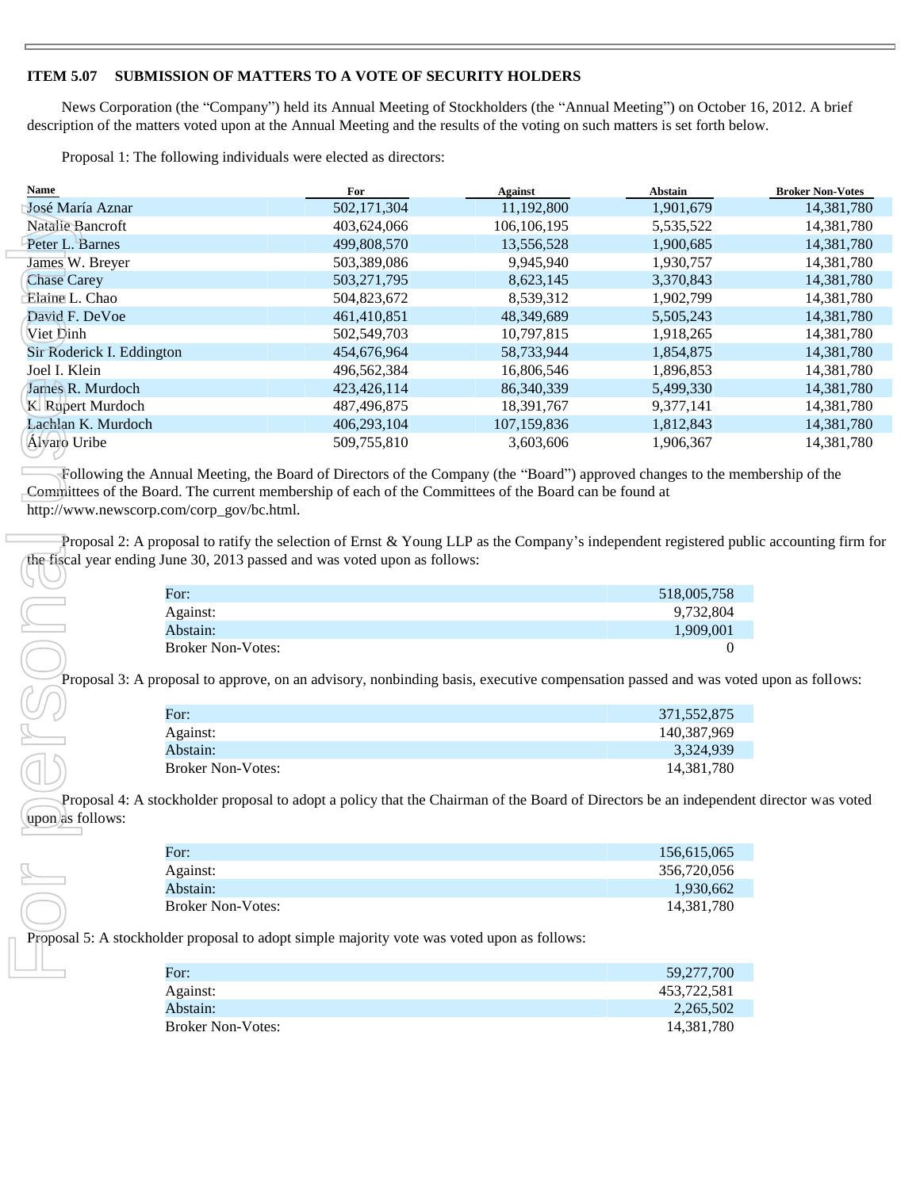### ITEM 5.07 SUBMISSION OF MATTERS TO A VOTE OF SECURITY HOLDERS

News Corporation (the "Company") held its Annual Meeting of Stockholders (the "Annual Meeting") on October 16, 2012. A brief description of the matters voted upon at the Annual Meeting and the results of the voting on such matters is set forth below.

Proposal 1: The following individuals were elected as directors:

| Name | For | Against | Abstain | Broker Non-Votes |
|---|---|---|---|---|
| José María Aznar | 502,171,304 | 11,192,800 | 1,901,679 | 14,381,780 |
| Natalie Bancroft | 403,624,066 | 106,106,195 | 5,535,522 | 14,381,780 |
| Peter L. Barnes | 499,808,570 | 13,556,528 | 1,900,685 | 14,381,780 |
| James W. Breyer | 503,389,086 | 9,945,940 | 1,930,757 | 14,381,780 |
| Chase Carey | 503,271,795 | 8,623,145 | 3,370,843 | 14,381,780 |
| Elaine L. Chao | 504,823,672 | 8,539,312 | 1,902,799 | 14,381,780 |
| David F. DeVoe | 461,410,851 | 48,349,689 | 5,505,243 | 14,381,780 |
| Viet Dinh | 502,549,703 | 10,797,815 | 1,918,265 | 14,381,780 |
| Sir Roderick I. Eddington | 454,676,964 | 58,733,944 | 1,854,875 | 14,381,780 |
| Joel I. Klein | 496,562,384 | 16,806,546 | 1,896,853 | 14,381,780 |
| James R. Murdoch | 423,426,114 | 86,340,339 | 5,499,330 | 14,381,780 |
| K. Rupert Murdoch | 487,496,875 | 18,391,767 | 9,377,141 | 14,381,780 |
| Lachlan K. Murdoch | 406,293,104 | 107,159,836 | 1,812,843 | 14,381,780 |
| Álvaro Uribe | 509,755,810 | 3,603,606 | 1,906,367 | 14,381,780 |

Following the Annual Meeting, the Board of Directors of the Company (the "Board") approved changes to the membership of the Committees of the Board. The current membership of each of the Committees of the Board can be found at http://www.newscorp.com/corp_gov/bc.html.

Proposal 2: A proposal to ratify the selection of Ernst & Young LLP as the Company's independent registered public accounting firm for the fiscal year ending June 30, 2013 passed and was voted upon as follows:

| | |
|---|---|
| For: | 518,005,758 |
| Against: | 9,732,804 |
| Abstain: | 1,909,001 |
| Broker Non-Votes: | 0 |

Proposal 3: A proposal to approve, on an advisory, nonbinding basis, executive compensation passed and was voted upon as follows:

| | |
|---|---|
| For: | 371,552,875 |
| Against: | 140,387,969 |
| Abstain: | 3,324,939 |
| Broker Non-Votes: | 14,381,780 |

Proposal 4: A stockholder proposal to adopt a policy that the Chairman of the Board of Directors be an independent director was voted upon as follows:

| | |
|---|---|
| For: | 156,615,065 |
| Against: | 356,720,056 |
| Abstain: | 1,930,662 |
| Broker Non-Votes: | 14,381,780 |

Proposal 5: A stockholder proposal to adopt simple majority vote was voted upon as follows:

| | |
|---|---|
| For: | 59,277,700 |
| Against: | 453,722,581 |
| Abstain: | 2,265,502 |
| Broker Non-Votes: | 14,381,780 |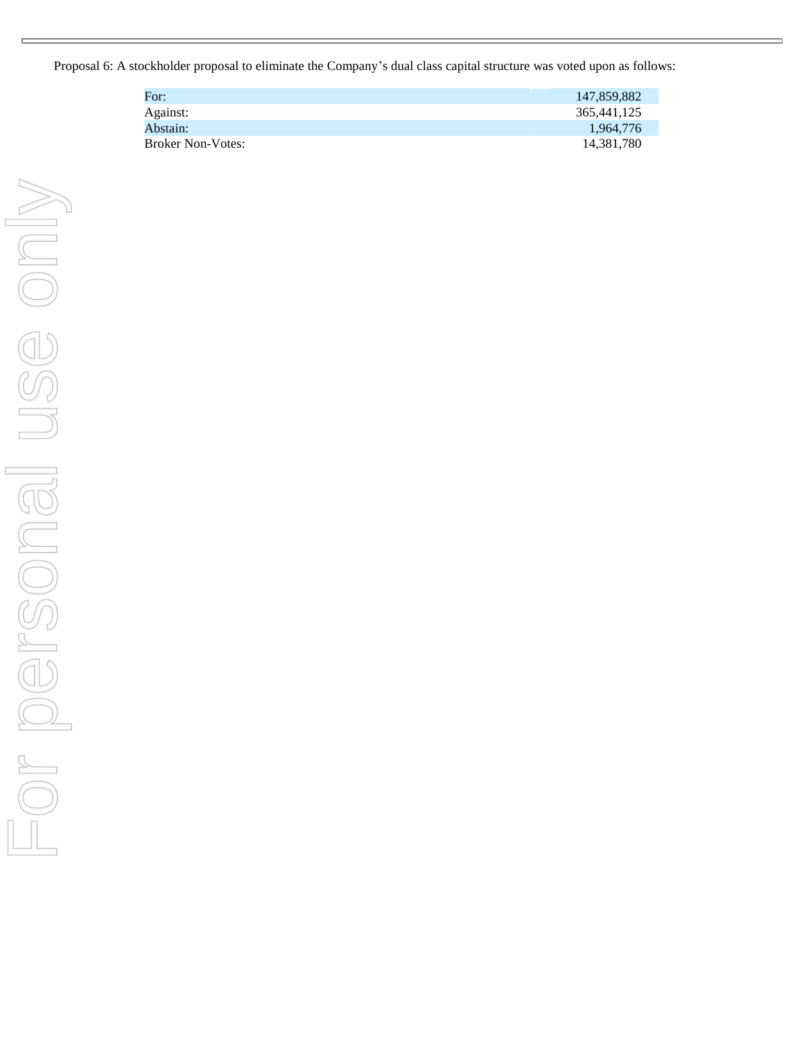Proposal 6: A stockholder proposal to eliminate the Company's dual class capital structure was voted upon as follows:

| | |
|---|---|
| For: | 147,859,882 |
| Against: | 365,441,125 |
| Abstain: | 1,964,776 |
| Broker Non-Votes: | 14,381,780 |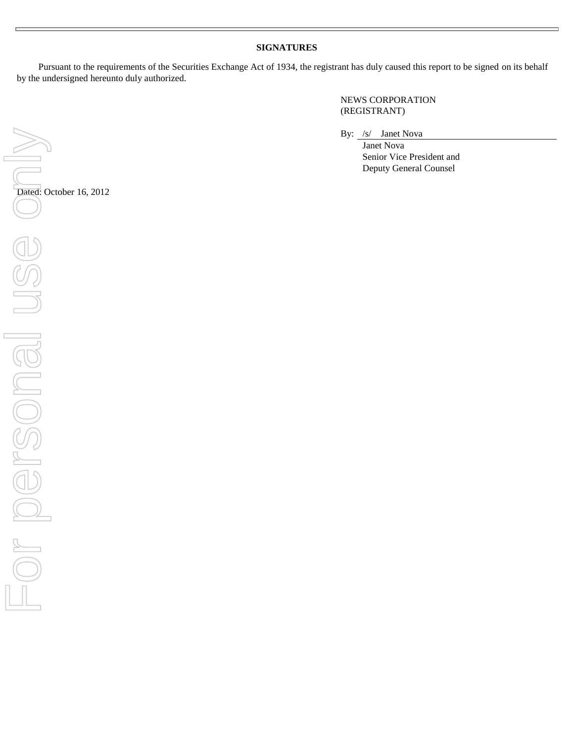## SIGNATURES

Pursuant to the requirements of the Securities Exchange Act of 1934, the registrant has duly caused this report to be signed on its behalf by the undersigned hereunto duly authorized.

NEWS CORPORATION
(REGISTRANT)

By: /s/ Janet Nova
Janet Nova
Senior Vice President and
Deputy General Counsel

Dated: October 16, 2012